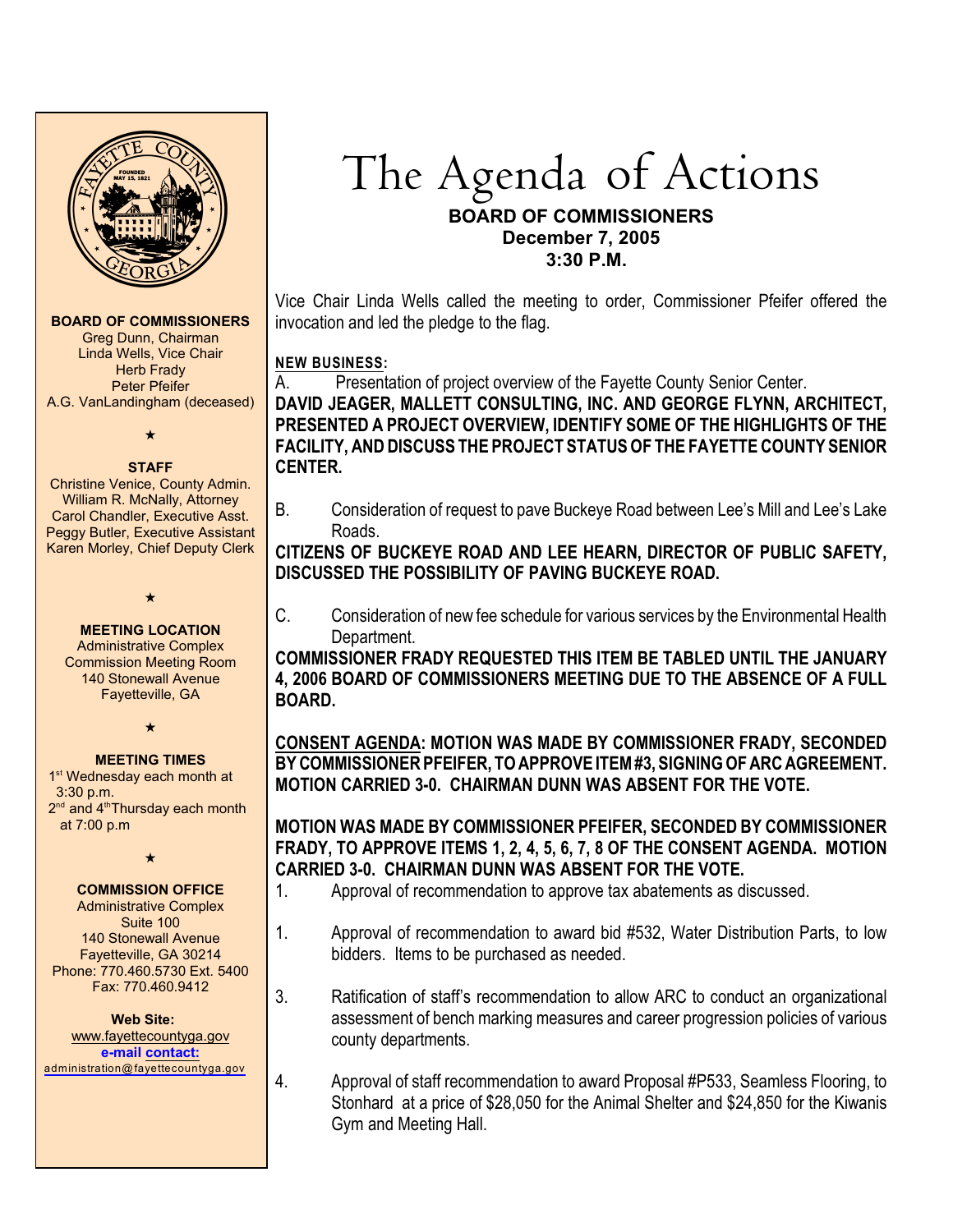**BOARD OF COMMISSIONERS**
Greg Dunn, Chairman
Linda Wells, Vice Chair
Herb Frady
Peter Pfeifer
A.G. VanLandingham (deceased)

★

**STAFF**
Christine Venice, County Admin.
William R. McNally, Attorney
Carol Chandler, Executive Asst.
Peggy Butler, Executive Assistant
Karen Morley, Chief Deputy Clerk

★

**MEETING LOCATION**
Administrative Complex
Commission Meeting Room
140 Stonewall Avenue
Fayetteville, GA

★

**MEETING TIMES**
1st Wednesday each month at 3:30 p.m.
2nd and 4th Thursday each month at 7:00 p.m

★

**COMMISSION OFFICE**
Administrative Complex
Suite 100
140 Stonewall Avenue
Fayetteville, GA 30214
Phone: 770.460.5730 Ext. 5400
Fax: 770.460.9412

**Web Site:**
www.fayettecountyga.gov
**e-mail contact:**
administration@fayettecountyga.gov

# The Agenda of Actions

**BOARD OF COMMISSIONERS**
**December 7, 2005**
**3:30 P.M.**

Vice Chair Linda Wells called the meeting to order, Commissioner Pfeifer offered the invocation and led the pledge to the flag.

**NEW BUSINESS:**

A. Presentation of project overview of the Fayette County Senior Center.

**DAVID JEAGER, MALLETT CONSULTING, INC. AND GEORGE FLYNN, ARCHITECT, PRESENTED A PROJECT OVERVIEW, IDENTIFY SOME OF THE HIGHLIGHTS OF THE FACILITY, AND DISCUSS THE PROJECT STATUS OF THE FAYETTE COUNTY SENIOR CENTER.**

B. Consideration of request to pave Buckeye Road between Lee's Mill and Lee's Lake Roads.

**CITIZENS OF BUCKEYE ROAD AND LEE HEARN, DIRECTOR OF PUBLIC SAFETY, DISCUSSED THE POSSIBILITY OF PAVING BUCKEYE ROAD.**

C. Consideration of new fee schedule for various services by the Environmental Health Department.

**COMMISSIONER FRADY REQUESTED THIS ITEM BE TABLED UNTIL THE JANUARY 4, 2006 BOARD OF COMMISSIONERS MEETING DUE TO THE ABSENCE OF A FULL BOARD.**

**CONSENT AGENDA: MOTION WAS MADE BY COMMISSIONER FRADY, SECONDED BY COMMISSIONER PFEIFER, TO APPROVE ITEM #3, SIGNING OF ARC AGREEMENT. MOTION CARRIED 3-0. CHAIRMAN DUNN WAS ABSENT FOR THE VOTE.**

**MOTION WAS MADE BY COMMISSIONER PFEIFER, SECONDED BY COMMISSIONER FRADY, TO APPROVE ITEMS 1, 2, 4, 5, 6, 7, 8 OF THE CONSENT AGENDA. MOTION CARRIED 3-0. CHAIRMAN DUNN WAS ABSENT FOR THE VOTE.**

1. Approval of recommendation to approve tax abatements as discussed.

1. Approval of recommendation to award bid #532, Water Distribution Parts, to low bidders. Items to be purchased as needed.

3. Ratification of staff's recommendation to allow ARC to conduct an organizational assessment of bench marking measures and career progression policies of various county departments.

4. Approval of staff recommendation to award Proposal #P533, Seamless Flooring, to Stonhard at a price of $28,050 for the Animal Shelter and $24,850 for the Kiwanis Gym and Meeting Hall.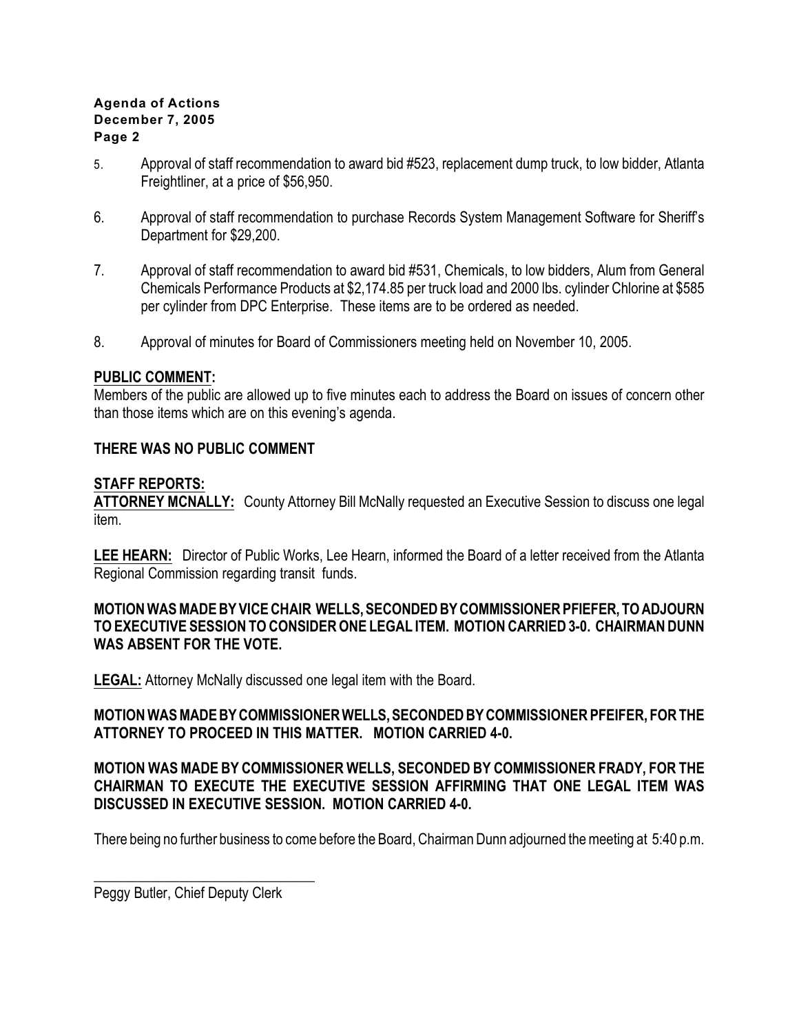5. Approval of staff recommendation to award bid #523, replacement dump truck, to low bidder, Atlanta Freightliner, at a price of $56,950.

6. Approval of staff recommendation to purchase Records System Management Software for Sheriff's Department for $29,200.

7. Approval of staff recommendation to award bid #531, Chemicals, to low bidders, Alum from General Chemicals Performance Products at $2,174.85 per truck load and 2000 lbs. cylinder Chlorine at $585 per cylinder from DPC Enterprise. These items are to be ordered as needed.

8. Approval of minutes for Board of Commissioners meeting held on November 10, 2005.

**PUBLIC COMMENT:**

Members of the public are allowed up to five minutes each to address the Board on issues of concern other than those items which are on this evening's agenda.

**THERE WAS NO PUBLIC COMMENT**

**STAFF REPORTS:**

**ATTORNEY MCNALLY:** County Attorney Bill McNally requested an Executive Session to discuss one legal item.

**LEE HEARN:** Director of Public Works, Lee Hearn, informed the Board of a letter received from the Atlanta Regional Commission regarding transit funds.

**MOTION WAS MADE BY VICE CHAIR WELLS, SECONDED BY COMMISSIONER PFIEFER, TO ADJOURN TO EXECUTIVE SESSION TO CONSIDER ONE LEGAL ITEM. MOTION CARRIED 3-0. CHAIRMAN DUNN WAS ABSENT FOR THE VOTE.**

**LEGAL:** Attorney McNally discussed one legal item with the Board.

**MOTION WAS MADE BY COMMISSIONER WELLS, SECONDED BY COMMISSIONER PFIEFER, FOR THE ATTORNEY TO PROCEED IN THIS MATTER. MOTION CARRIED 4-0.**

**MOTION WAS MADE BY COMMISSIONER WELLS, SECONDED BY COMMISSIONER FRADY, FOR THE CHAIRMAN TO EXECUTE THE EXECUTIVE SESSION AFFIRMING THAT ONE LEGAL ITEM WAS DISCUSSED IN EXECUTIVE SESSION. MOTION CARRIED 4-0.**

There being no further business to come before the Board, Chairman Dunn adjourned the meeting at 5:40 p.m.

\_\_\_\_\_\_\_\_\_\_\_\_\_\_\_\_\_\_\_\_\_\_\_\_\_\_\_\_\_\_

Peggy Butler, Chief Deputy Clerk